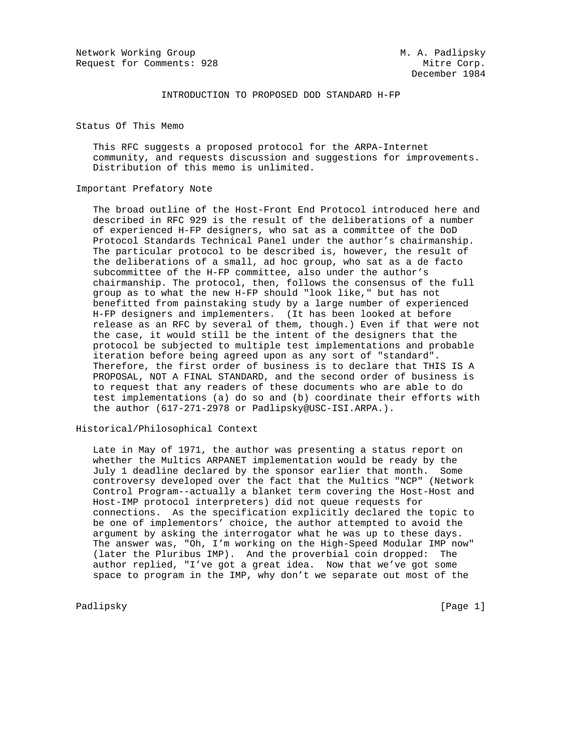Network Working Group M. A. Padlipsky
Request for Comments: 928 Mitre Corp.
December 1984

# INTRODUCTION TO PROPOSED DOD STANDARD H-FP

## Status Of This Memo

This RFC suggests a proposed protocol for the ARPA-Internet community, and requests discussion and suggestions for improvements. Distribution of this memo is unlimited.

## Important Prefatory Note

The broad outline of the Host-Front End Protocol introduced here and described in RFC 929 is the result of the deliberations of a number of experienced H-FP designers, who sat as a committee of the DoD Protocol Standards Technical Panel under the author's chairmanship. The particular protocol to be described is, however, the result of the deliberations of a small, ad hoc group, who sat as a de facto subcommittee of the H-FP committee, also under the author's chairmanship. The protocol, then, follows the consensus of the full group as to what the new H-FP should "look like," but has not benefitted from painstaking study by a large number of experienced H-FP designers and implementers. (It has been looked at before release as an RFC by several of them, though.) Even if that were not the case, it would still be the intent of the designers that the protocol be subjected to multiple test implementations and probable iteration before being agreed upon as any sort of "standard". Therefore, the first order of business is to declare that THIS IS A PROPOSAL, NOT A FINAL STANDARD, and the second order of business is to request that any readers of these documents who are able to do test implementations (a) do so and (b) coordinate their efforts with the author (617-271-2978 or Padlipsky@USC-ISI.ARPA.).

## Historical/Philosophical Context

Late in May of 1971, the author was presenting a status report on whether the Multics ARPANET implementation would be ready by the July 1 deadline declared by the sponsor earlier that month. Some controversy developed over the fact that the Multics "NCP" (Network Control Program--actually a blanket term covering the Host-Host and Host-IMP protocol interpreters) did not queue requests for connections. As the specification explicitly declared the topic to be one of implementors' choice, the author attempted to avoid the argument by asking the interrogator what he was up to these days. The answer was, "Oh, I'm working on the High-Speed Modular IMP now" (later the Pluribus IMP). And the proverbial coin dropped: The author replied, "I've got a great idea. Now that we've got some space to program in the IMP, why don't we separate out most of the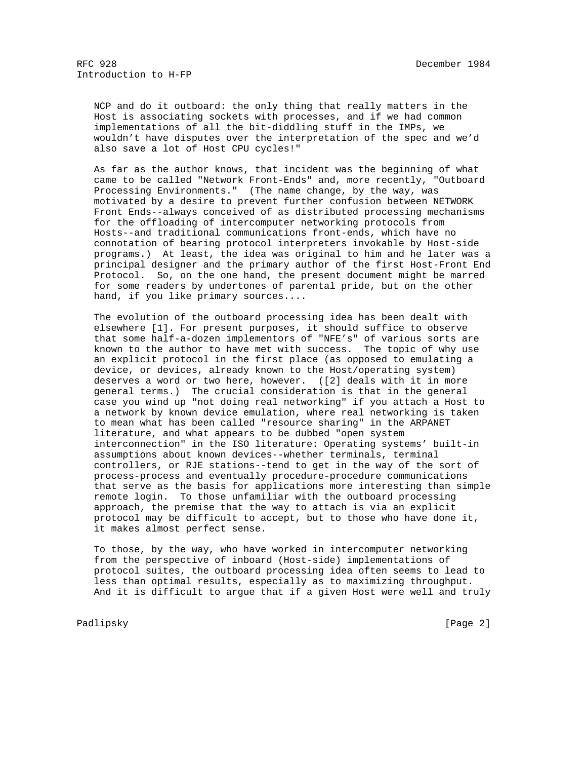NCP and do it outboard: the only thing that really matters in the Host is associating sockets with processes, and if we had common implementations of all the bit-diddling stuff in the IMPs, we wouldn't have disputes over the interpretation of the spec and we'd also save a lot of Host CPU cycles!"

As far as the author knows, that incident was the beginning of what came to be called "Network Front-Ends" and, more recently, "Outboard Processing Environments." (The name change, by the way, was motivated by a desire to prevent further confusion between NETWORK Front Ends--always conceived of as distributed processing mechanisms for the offloading of intercomputer networking protocols from Hosts--and traditional communications front-ends, which have no connotation of bearing protocol interpreters invokable by Host-side programs.) At least, the idea was original to him and he later was a principal designer and the primary author of the first Host-Front End Protocol. So, on the one hand, the present document might be marred for some readers by undertones of parental pride, but on the other hand, if you like primary sources....

The evolution of the outboard processing idea has been dealt with elsewhere [1]. For present purposes, it should suffice to observe that some half-a-dozen implementors of "NFE's" of various sorts are known to the author to have met with success. The topic of why use an explicit protocol in the first place (as opposed to emulating a device, or devices, already known to the Host/operating system) deserves a word or two here, however. ([2] deals with it in more general terms.) The crucial consideration is that in the general case you wind up "not doing real networking" if you attach a Host to a network by known device emulation, where real networking is taken to mean what has been called "resource sharing" in the ARPANET literature, and what appears to be dubbed "open system interconnection" in the ISO literature: Operating systems' built-in assumptions about known devices--whether terminals, terminal controllers, or RJE stations--tend to get in the way of the sort of process-process and eventually procedure-procedure communications that serve as the basis for applications more interesting than simple remote login. To those unfamiliar with the outboard processing approach, the premise that the way to attach is via an explicit protocol may be difficult to accept, but to those who have done it, it makes almost perfect sense.

To those, by the way, who have worked in intercomputer networking from the perspective of inboard (Host-side) implementations of protocol suites, the outboard processing idea often seems to lead to less than optimal results, especially as to maximizing throughput. And it is difficult to argue that if a given Host were well and truly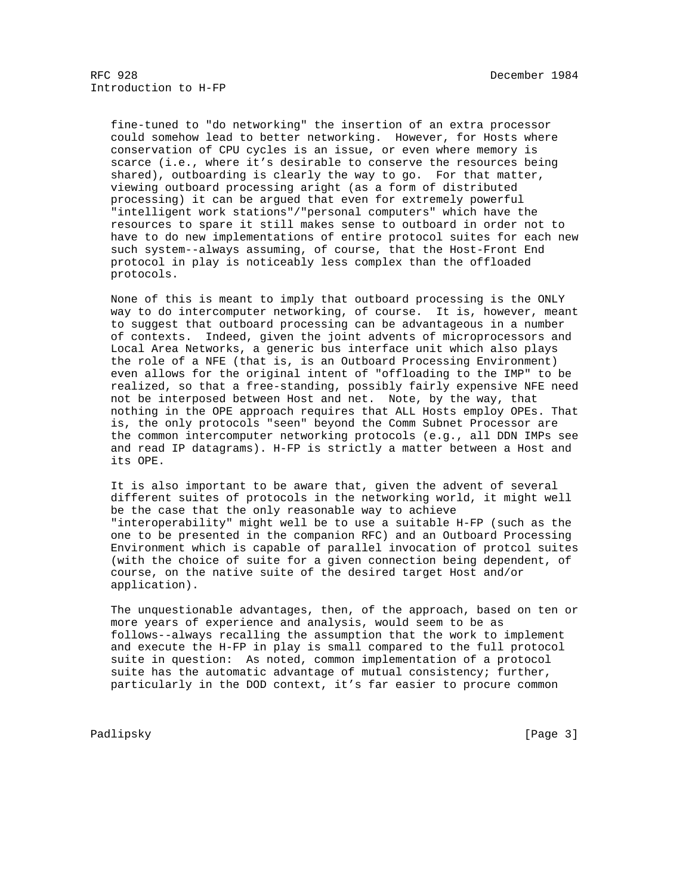fine-tuned to "do networking" the insertion of an extra processor could somehow lead to better networking. However, for Hosts where conservation of CPU cycles is an issue, or even where memory is scarce (i.e., where it's desirable to conserve the resources being shared), outboarding is clearly the way to go. For that matter, viewing outboard processing aright (as a form of distributed processing) it can be argued that even for extremely powerful "intelligent work stations"/"personal computers" which have the resources to spare it still makes sense to outboard in order not to have to do new implementations of entire protocol suites for each new such system--always assuming, of course, that the Host-Front End protocol in play is noticeably less complex than the offloaded protocols.

None of this is meant to imply that outboard processing is the ONLY way to do intercomputer networking, of course. It is, however, meant to suggest that outboard processing can be advantageous in a number of contexts. Indeed, given the joint advents of microprocessors and Local Area Networks, a generic bus interface unit which also plays the role of a NFE (that is, is an Outboard Processing Environment) even allows for the original intent of "offloading to the IMP" to be realized, so that a free-standing, possibly fairly expensive NFE need not be interposed between Host and net. Note, by the way, that nothing in the OPE approach requires that ALL Hosts employ OPEs. That is, the only protocols "seen" beyond the Comm Subnet Processor are the common intercomputer networking protocols (e.g., all DDN IMPs see and read IP datagrams). H-FP is strictly a matter between a Host and its OPE.

It is also important to be aware that, given the advent of several different suites of protocols in the networking world, it might well be the case that the only reasonable way to achieve "interoperability" might well be to use a suitable H-FP (such as the one to be presented in the companion RFC) and an Outboard Processing Environment which is capable of parallel invocation of protcol suites (with the choice of suite for a given connection being dependent, of course, on the native suite of the desired target Host and/or application).

The unquestionable advantages, then, of the approach, based on ten or more years of experience and analysis, would seem to be as follows--always recalling the assumption that the work to implement and execute the H-FP in play is small compared to the full protocol suite in question: As noted, common implementation of a protocol suite has the automatic advantage of mutual consistency; further, particularly in the DOD context, it's far easier to procure common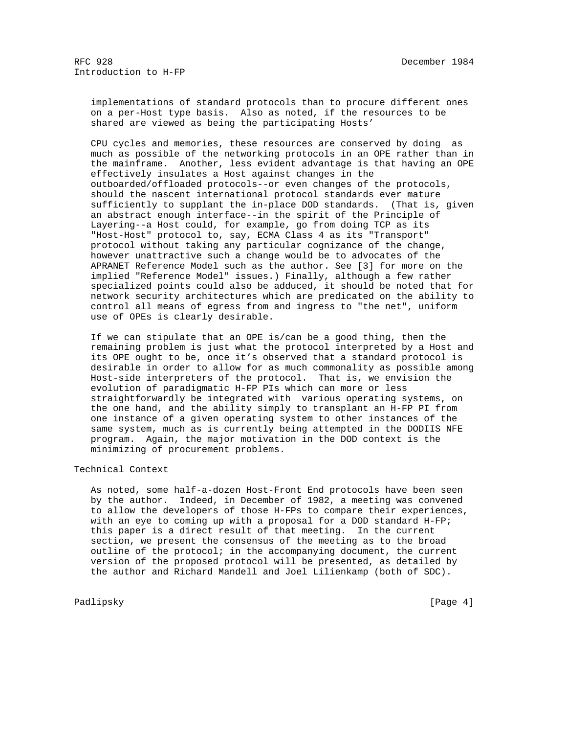implementations of standard protocols than to procure different ones on a per-Host type basis. Also as noted, if the resources to be shared are viewed as being the participating Hosts'

CPU cycles and memories, these resources are conserved by doing as much as possible of the networking protocols in an OPE rather than in the mainframe. Another, less evident advantage is that having an OPE effectively insulates a Host against changes in the outboarded/offloaded protocols--or even changes of the protocols, should the nascent international protocol standards ever mature sufficiently to supplant the in-place DOD standards. (That is, given an abstract enough interface--in the spirit of the Principle of Layering--a Host could, for example, go from doing TCP as its "Host-Host" protocol to, say, ECMA Class 4 as its "Transport" protocol without taking any particular cognizance of the change, however unattractive such a change would be to advocates of the APRANET Reference Model such as the author. See [3] for more on the implied "Reference Model" issues.) Finally, although a few rather specialized points could also be adduced, it should be noted that for network security architectures which are predicated on the ability to control all means of egress from and ingress to "the net", uniform use of OPEs is clearly desirable.

If we can stipulate that an OPE is/can be a good thing, then the remaining problem is just what the protocol interpreted by a Host and its OPE ought to be, once it's observed that a standard protocol is desirable in order to allow for as much commonality as possible among Host-side interpreters of the protocol. That is, we envision the evolution of paradigmatic H-FP PIs which can more or less straightforwardly be integrated with various operating systems, on the one hand, and the ability simply to transplant an H-FP PI from one instance of a given operating system to other instances of the same system, much as is currently being attempted in the DODIIS NFE program. Again, the major motivation in the DOD context is the minimizing of procurement problems.

## Technical Context

As noted, some half-a-dozen Host-Front End protocols have been seen by the author. Indeed, in December of 1982, a meeting was convened to allow the developers of those H-FPs to compare their experiences, with an eye to coming up with a proposal for a DOD standard H-FP; this paper is a direct result of that meeting. In the current section, we present the consensus of the meeting as to the broad outline of the protocol; in the accompanying document, the current version of the proposed protocol will be presented, as detailed by the author and Richard Mandell and Joel Lilienkamp (both of SDC).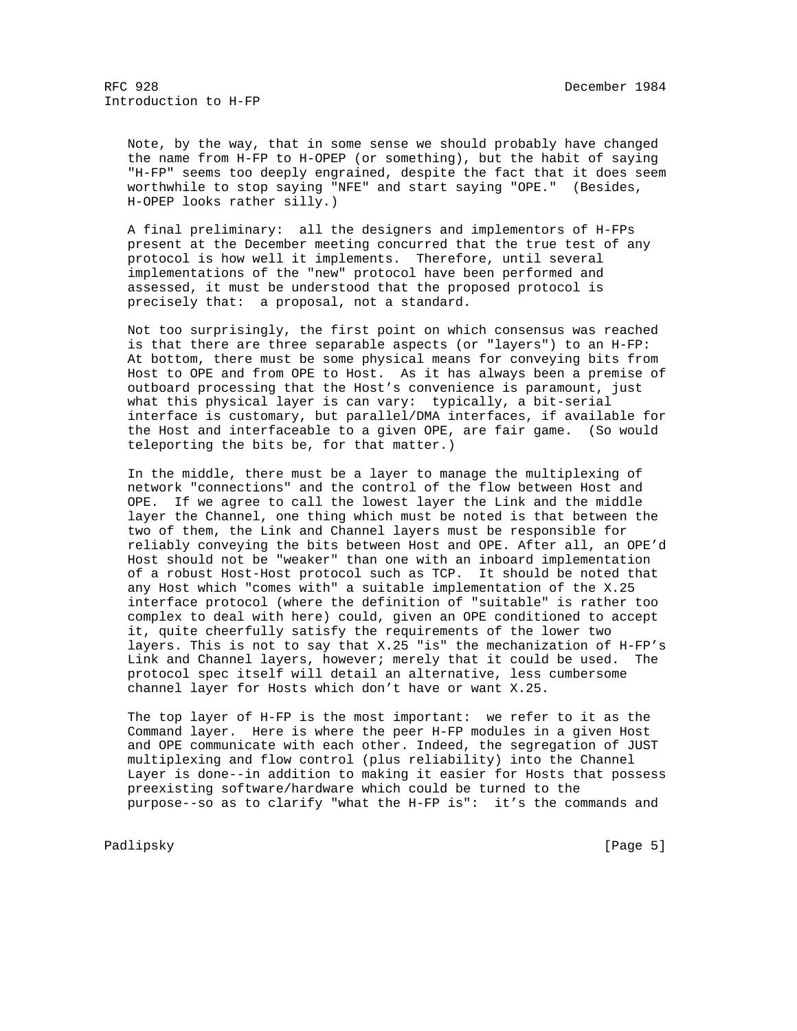Note, by the way, that in some sense we should probably have changed the name from H-FP to H-OPEP (or something), but the habit of saying "H-FP" seems too deeply engrained, despite the fact that it does seem worthwhile to stop saying "NFE" and start saying "OPE." (Besides, H-OPEP looks rather silly.)

A final preliminary: all the designers and implementors of H-FPs present at the December meeting concurred that the true test of any protocol is how well it implements. Therefore, until several implementations of the "new" protocol have been performed and assessed, it must be understood that the proposed protocol is precisely that: a proposal, not a standard.

Not too surprisingly, the first point on which consensus was reached is that there are three separable aspects (or "layers") to an H-FP: At bottom, there must be some physical means for conveying bits from Host to OPE and from OPE to Host. As it has always been a premise of outboard processing that the Host's convenience is paramount, just what this physical layer is can vary: typically, a bit-serial interface is customary, but parallel/DMA interfaces, if available for the Host and interfaceable to a given OPE, are fair game. (So would teleporting the bits be, for that matter.)

In the middle, there must be a layer to manage the multiplexing of network "connections" and the control of the flow between Host and OPE. If we agree to call the lowest layer the Link and the middle layer the Channel, one thing which must be noted is that between the two of them, the Link and Channel layers must be responsible for reliably conveying the bits between Host and OPE. After all, an OPE'd Host should not be "weaker" than one with an inboard implementation of a robust Host-Host protocol such as TCP. It should be noted that any Host which "comes with" a suitable implementation of the X.25 interface protocol (where the definition of "suitable" is rather too complex to deal with here) could, given an OPE conditioned to accept it, quite cheerfully satisfy the requirements of the lower two layers. This is not to say that X.25 "is" the mechanization of H-FP's Link and Channel layers, however; merely that it could be used. The protocol spec itself will detail an alternative, less cumbersome channel layer for Hosts which don't have or want X.25.

The top layer of H-FP is the most important: we refer to it as the Command layer. Here is where the peer H-FP modules in a given Host and OPE communicate with each other. Indeed, the segregation of JUST multiplexing and flow control (plus reliability) into the Channel Layer is done--in addition to making it easier for Hosts that possess preexisting software/hardware which could be turned to the purpose--so as to clarify "what the H-FP is": it's the commands and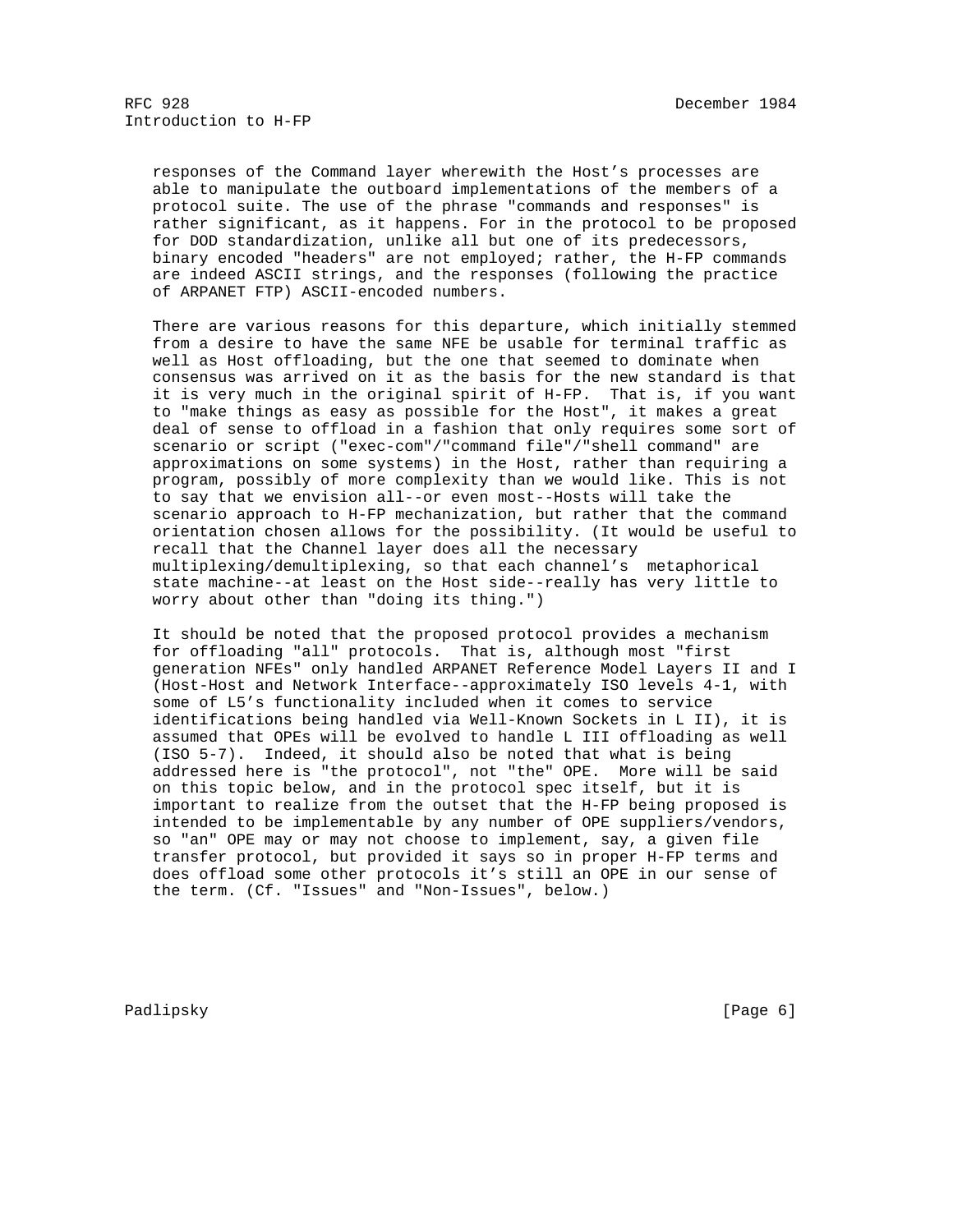responses of the Command layer wherewith the Host's processes are able to manipulate the outboard implementations of the members of a protocol suite. The use of the phrase "commands and responses" is rather significant, as it happens. For in the protocol to be proposed for DOD standardization, unlike all but one of its predecessors, binary encoded "headers" are not employed; rather, the H-FP commands are indeed ASCII strings, and the responses (following the practice of ARPANET FTP) ASCII-encoded numbers.

There are various reasons for this departure, which initially stemmed from a desire to have the same NFE be usable for terminal traffic as well as Host offloading, but the one that seemed to dominate when consensus was arrived on it as the basis for the new standard is that it is very much in the original spirit of H-FP. That is, if you want to "make things as easy as possible for the Host", it makes a great deal of sense to offload in a fashion that only requires some sort of scenario or script ("exec-com"/"command file"/"shell command" are approximations on some systems) in the Host, rather than requiring a program, possibly of more complexity than we would like. This is not to say that we envision all--or even most--Hosts will take the scenario approach to H-FP mechanization, but rather that the command orientation chosen allows for the possibility. (It would be useful to recall that the Channel layer does all the necessary multiplexing/demultiplexing, so that each channel's metaphorical state machine--at least on the Host side--really has very little to worry about other than "doing its thing.")

It should be noted that the proposed protocol provides a mechanism for offloading "all" protocols. That is, although most "first generation NFEs" only handled ARPANET Reference Model Layers II and I (Host-Host and Network Interface--approximately ISO levels 4-1, with some of L5's functionality included when it comes to service identifications being handled via Well-Known Sockets in L II), it is assumed that OPEs will be evolved to handle L III offloading as well (ISO 5-7). Indeed, it should also be noted that what is being addressed here is "the protocol", not "the" OPE. More will be said on this topic below, and in the protocol spec itself, but it is important to realize from the outset that the H-FP being proposed is intended to be implementable by any number of OPE suppliers/vendors, so "an" OPE may or may not choose to implement, say, a given file transfer protocol, but provided it says so in proper H-FP terms and does offload some other protocols it's still an OPE in our sense of the term. (Cf. "Issues" and "Non-Issues", below.)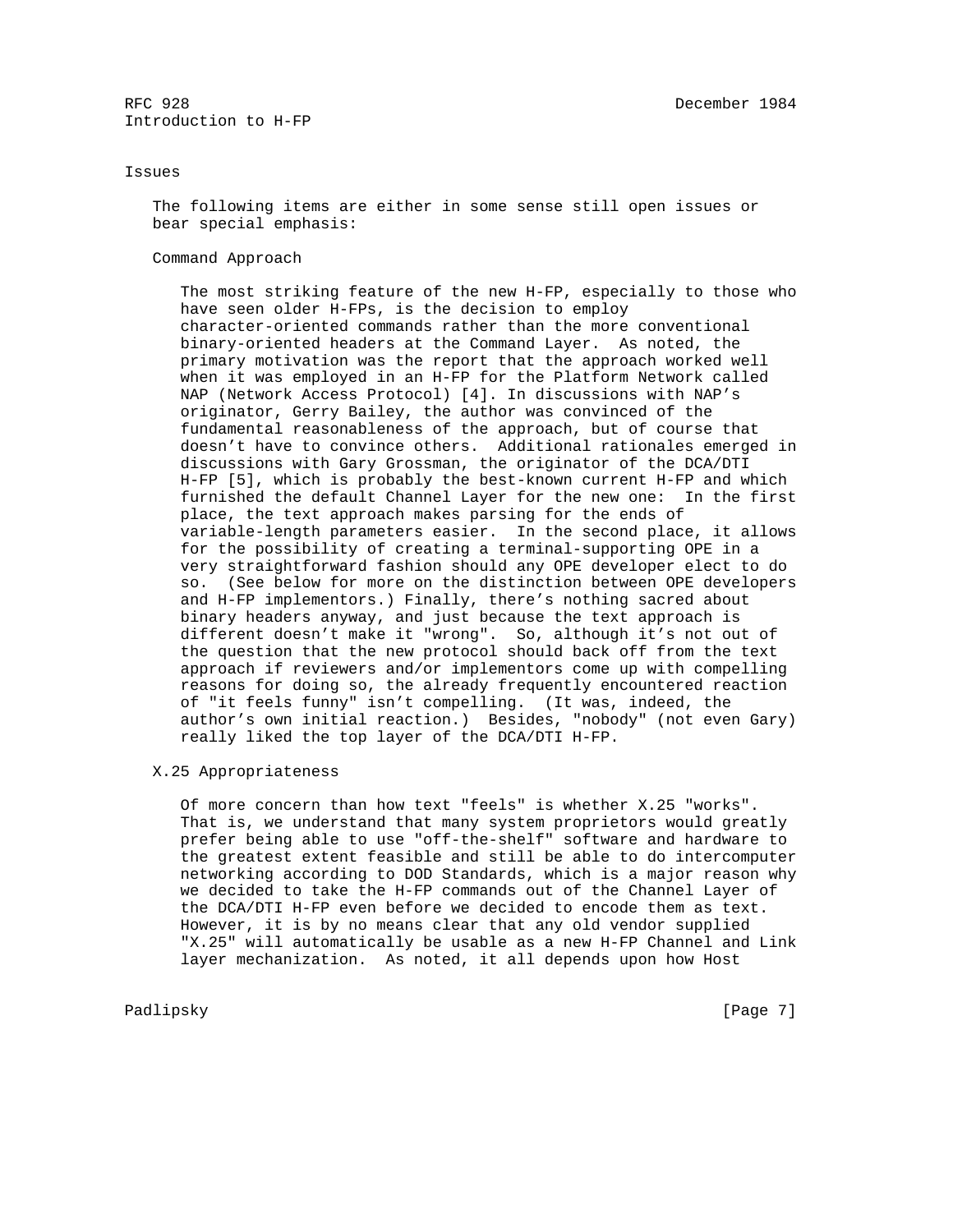## Issues

The following items are either in some sense still open issues or bear special emphasis:

### Command Approach

The most striking feature of the new H-FP, especially to those who have seen older H-FPs, is the decision to employ character-oriented commands rather than the more conventional binary-oriented headers at the Command Layer. As noted, the primary motivation was the report that the approach worked well when it was employed in an H-FP for the Platform Network called NAP (Network Access Protocol) [4]. In discussions with NAP's originator, Gerry Bailey, the author was convinced of the fundamental reasonableness of the approach, but of course that doesn't have to convince others. Additional rationales emerged in discussions with Gary Grossman, the originator of the DCA/DTI H-FP [5], which is probably the best-known current H-FP and which furnished the default Channel Layer for the new one: In the first place, the text approach makes parsing for the ends of variable-length parameters easier. In the second place, it allows for the possibility of creating a terminal-supporting OPE in a very straightforward fashion should any OPE developer elect to do so. (See below for more on the distinction between OPE developers and H-FP implementors.) Finally, there's nothing sacred about binary headers anyway, and just because the text approach is different doesn't make it "wrong". So, although it's not out of the question that the new protocol should back off from the text approach if reviewers and/or implementors come up with compelling reasons for doing so, the already frequently encountered reaction of "it feels funny" isn't compelling. (It was, indeed, the author's own initial reaction.) Besides, "nobody" (not even Gary) really liked the top layer of the DCA/DTI H-FP.

### X.25 Appropriateness

Of more concern than how text "feels" is whether X.25 "works". That is, we understand that many system proprietors would greatly prefer being able to use "off-the-shelf" software and hardware to the greatest extent feasible and still be able to do intercomputer networking according to DOD Standards, which is a major reason why we decided to take the H-FP commands out of the Channel Layer of the DCA/DTI H-FP even before we decided to encode them as text. However, it is by no means clear that any old vendor supplied "X.25" will automatically be usable as a new H-FP Channel and Link layer mechanization. As noted, it all depends upon how Host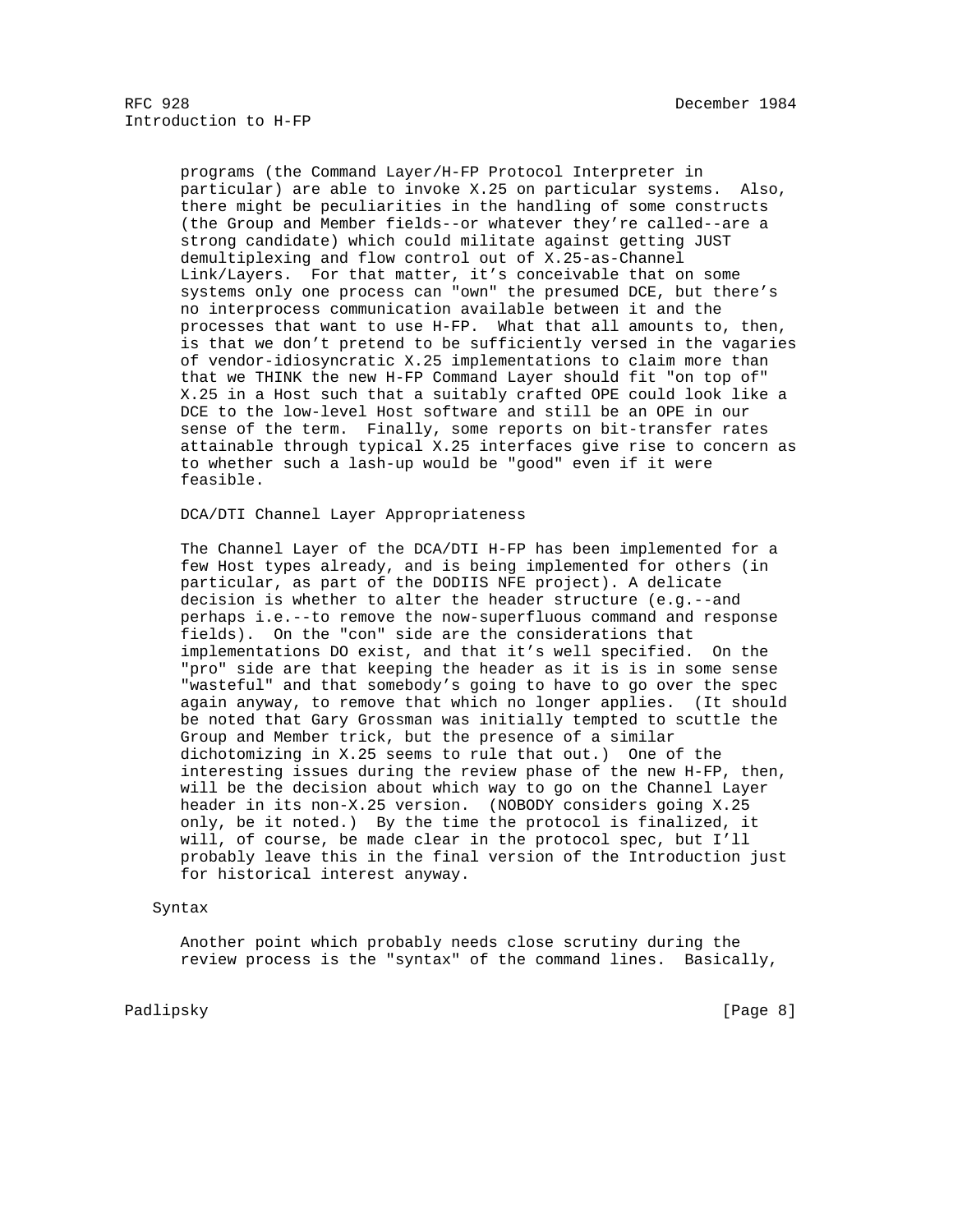programs (the Command Layer/H-FP Protocol Interpreter in particular) are able to invoke X.25 on particular systems. Also, there might be peculiarities in the handling of some constructs (the Group and Member fields--or whatever they're called--are a strong candidate) which could militate against getting JUST demultiplexing and flow control out of X.25-as-Channel Link/Layers. For that matter, it's conceivable that on some systems only one process can "own" the presumed DCE, but there's no interprocess communication available between it and the processes that want to use H-FP. What that all amounts to, then, is that we don't pretend to be sufficiently versed in the vagaries of vendor-idiosyncratic X.25 implementations to claim more than that we THINK the new H-FP Command Layer should fit "on top of" X.25 in a Host such that a suitably crafted OPE could look like a DCE to the low-level Host software and still be an OPE in our sense of the term. Finally, some reports on bit-transfer rates attainable through typical X.25 interfaces give rise to concern as to whether such a lash-up would be "good" even if it were feasible.

#### DCA/DTI Channel Layer Appropriateness

The Channel Layer of the DCA/DTI H-FP has been implemented for a few Host types already, and is being implemented for others (in particular, as part of the DODIIS NFE project). A delicate decision is whether to alter the header structure (e.g.--and perhaps i.e.--to remove the now-superfluous command and response fields). On the "con" side are the considerations that implementations DO exist, and that it's well specified. On the "pro" side are that keeping the header as it is is in some sense "wasteful" and that somebody's going to have to go over the spec again anyway, to remove that which no longer applies. (It should be noted that Gary Grossman was initially tempted to scuttle the Group and Member trick, but the presence of a similar dichotomizing in X.25 seems to rule that out.) One of the interesting issues during the review phase of the new H-FP, then, will be the decision about which way to go on the Channel Layer header in its non-X.25 version. (NOBODY considers going X.25 only, be it noted.) By the time the protocol is finalized, it will, of course, be made clear in the protocol spec, but I'll probably leave this in the final version of the Introduction just for historical interest anyway.

### Syntax

Another point which probably needs close scrutiny during the review process is the "syntax" of the command lines. Basically,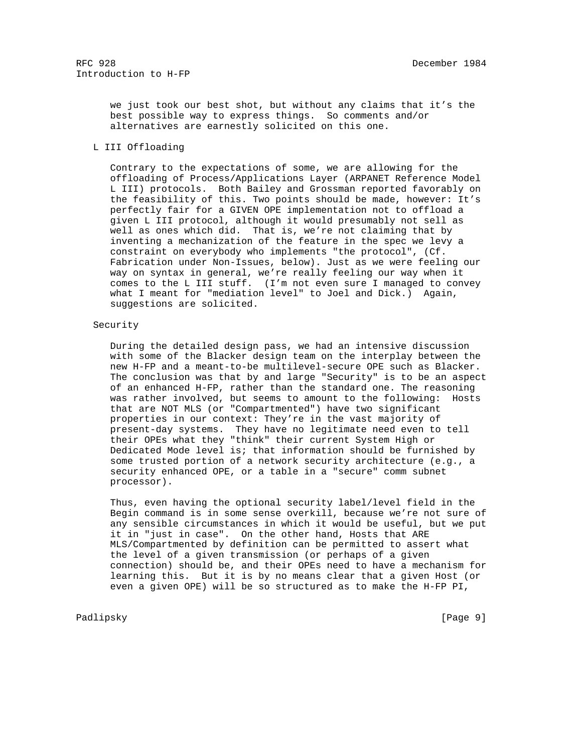we just took our best shot, but without any claims that it's the best possible way to express things. So comments and/or alternatives are earnestly solicited on this one.

### L III Offloading

Contrary to the expectations of some, we are allowing for the offloading of Process/Applications Layer (ARPANET Reference Model L III) protocols. Both Bailey and Grossman reported favorably on the feasibility of this. Two points should be made, however: It's perfectly fair for a GIVEN OPE implementation not to offload a given L III protocol, although it would presumably not sell as well as ones which did. That is, we're not claiming that by inventing a mechanization of the feature in the spec we levy a constraint on everybody who implements "the protocol", (Cf. Fabrication under Non-Issues, below). Just as we were feeling our way on syntax in general, we're really feeling our way when it comes to the L III stuff. (I'm not even sure I managed to convey what I meant for "mediation level" to Joel and Dick.) Again, suggestions are solicited.

### Security

During the detailed design pass, we had an intensive discussion with some of the Blacker design team on the interplay between the new H-FP and a meant-to-be multilevel-secure OPE such as Blacker. The conclusion was that by and large "Security" is to be an aspect of an enhanced H-FP, rather than the standard one. The reasoning was rather involved, but seems to amount to the following: Hosts that are NOT MLS (or "Compartmented") have two significant properties in our context: They're in the vast majority of present-day systems. They have no legitimate need even to tell their OPEs what they "think" their current System High or Dedicated Mode level is; that information should be furnished by some trusted portion of a network security architecture (e.g., a security enhanced OPE, or a table in a "secure" comm subnet processor).

Thus, even having the optional security label/level field in the Begin command is in some sense overkill, because we're not sure of any sensible circumstances in which it would be useful, but we put it in "just in case". On the other hand, Hosts that ARE MLS/Compartmented by definition can be permitted to assert what the level of a given transmission (or perhaps of a given connection) should be, and their OPEs need to have a mechanism for learning this. But it is by no means clear that a given Host (or even a given OPE) will be so structured as to make the H-FP PI,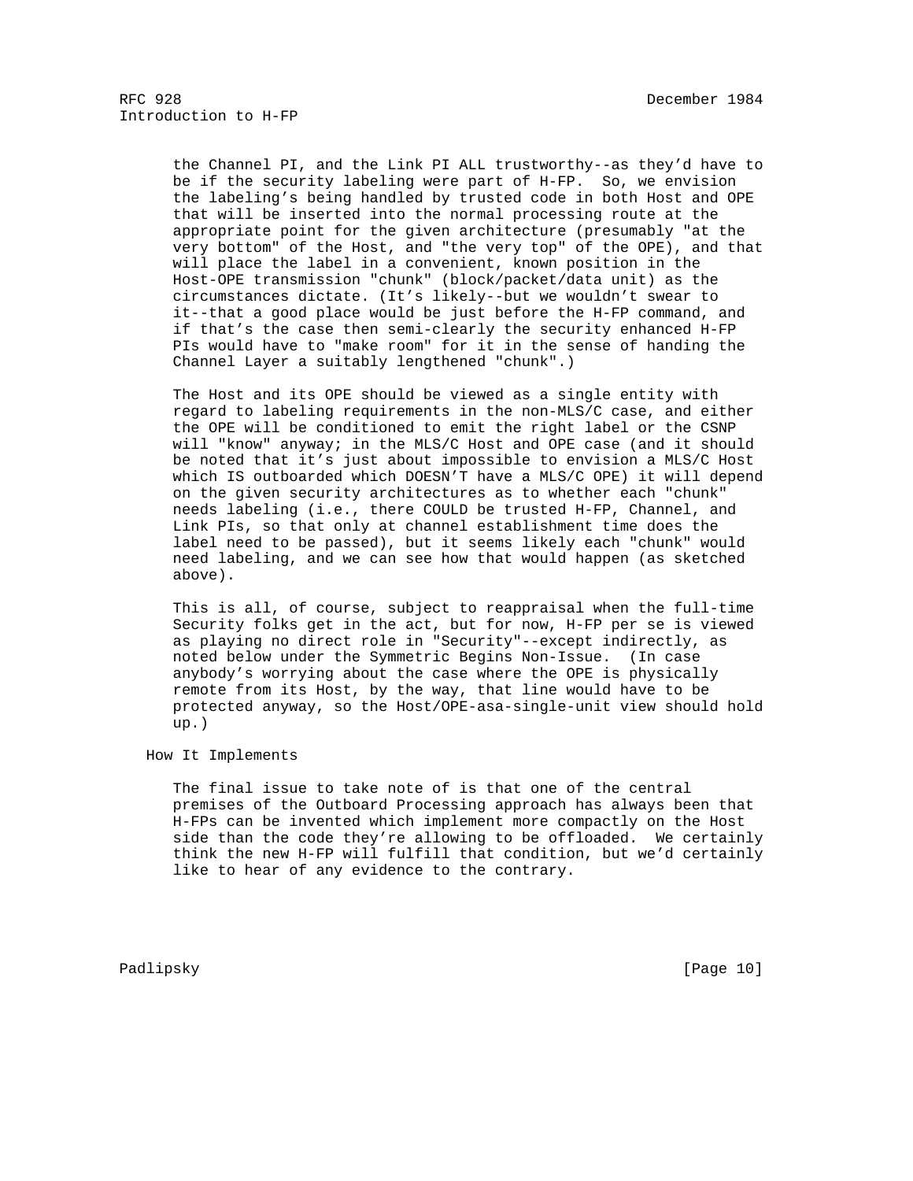the Channel PI, and the Link PI ALL trustworthy--as they'd have to be if the security labeling were part of H-FP. So, we envision the labeling's being handled by trusted code in both Host and OPE that will be inserted into the normal processing route at the appropriate point for the given architecture (presumably "at the very bottom" of the Host, and "the very top" of the OPE), and that will place the label in a convenient, known position in the Host-OPE transmission "chunk" (block/packet/data unit) as the circumstances dictate. (It's likely--but we wouldn't swear to it--that a good place would be just before the H-FP command, and if that's the case then semi-clearly the security enhanced H-FP PIs would have to "make room" for it in the sense of handing the Channel Layer a suitably lengthened "chunk".)

The Host and its OPE should be viewed as a single entity with regard to labeling requirements in the non-MLS/C case, and either the OPE will be conditioned to emit the right label or the CSNP will "know" anyway; in the MLS/C Host and OPE case (and it should be noted that it's just about impossible to envision a MLS/C Host which IS outboarded which DOESN'T have a MLS/C OPE) it will depend on the given security architectures as to whether each "chunk" needs labeling (i.e., there COULD be trusted H-FP, Channel, and Link PIs, so that only at channel establishment time does the label need to be passed), but it seems likely each "chunk" would need labeling, and we can see how that would happen (as sketched above).

This is all, of course, subject to reappraisal when the full-time Security folks get in the act, but for now, H-FP per se is viewed as playing no direct role in "Security"--except indirectly, as noted below under the Symmetric Begins Non-Issue. (In case anybody's worrying about the case where the OPE is physically remote from its Host, by the way, that line would have to be protected anyway, so the Host/OPE-asa-single-unit view should hold up.)

## How It Implements

The final issue to take note of is that one of the central premises of the Outboard Processing approach has always been that H-FPs can be invented which implement more compactly on the Host side than the code they're allowing to be offloaded. We certainly think the new H-FP will fulfill that condition, but we'd certainly like to hear of any evidence to the contrary.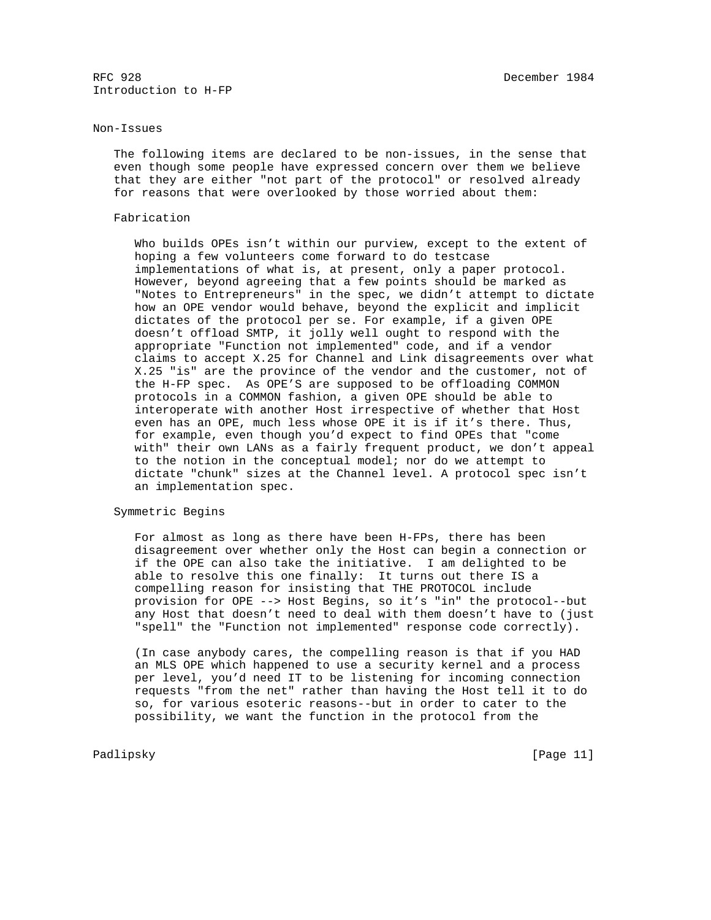## Non-Issues

The following items are declared to be non-issues, in the sense that even though some people have expressed concern over them we believe that they are either "not part of the protocol" or resolved already for reasons that were overlooked by those worried about them:

### Fabrication

Who builds OPEs isn't within our purview, except to the extent of hoping a few volunteers come forward to do testcase implementations of what is, at present, only a paper protocol. However, beyond agreeing that a few points should be marked as "Notes to Entrepreneurs" in the spec, we didn't attempt to dictate how an OPE vendor would behave, beyond the explicit and implicit dictates of the protocol per se. For example, if a given OPE doesn't offload SMTP, it jolly well ought to respond with the appropriate "Function not implemented" code, and if a vendor claims to accept X.25 for Channel and Link disagreements over what X.25 "is" are the province of the vendor and the customer, not of the H-FP spec. As OPE'S are supposed to be offloading COMMON protocols in a COMMON fashion, a given OPE should be able to interoperate with another Host irrespective of whether that Host even has an OPE, much less whose OPE it is if it's there. Thus, for example, even though you'd expect to find OPEs that "come with" their own LANs as a fairly frequent product, we don't appeal to the notion in the conceptual model; nor do we attempt to dictate "chunk" sizes at the Channel level. A protocol spec isn't an implementation spec.

### Symmetric Begins

For almost as long as there have been H-FPs, there has been disagreement over whether only the Host can begin a connection or if the OPE can also take the initiative. I am delighted to be able to resolve this one finally: It turns out there IS a compelling reason for insisting that THE PROTOCOL include provision for OPE --> Host Begins, so it's "in" the protocol--but any Host that doesn't need to deal with them doesn't have to (just "spell" the "Function not implemented" response code correctly).

(In case anybody cares, the compelling reason is that if you HAD an MLS OPE which happened to use a security kernel and a process per level, you'd need IT to be listening for incoming connection requests "from the net" rather than having the Host tell it to do so, for various esoteric reasons--but in order to cater to the possibility, we want the function in the protocol from the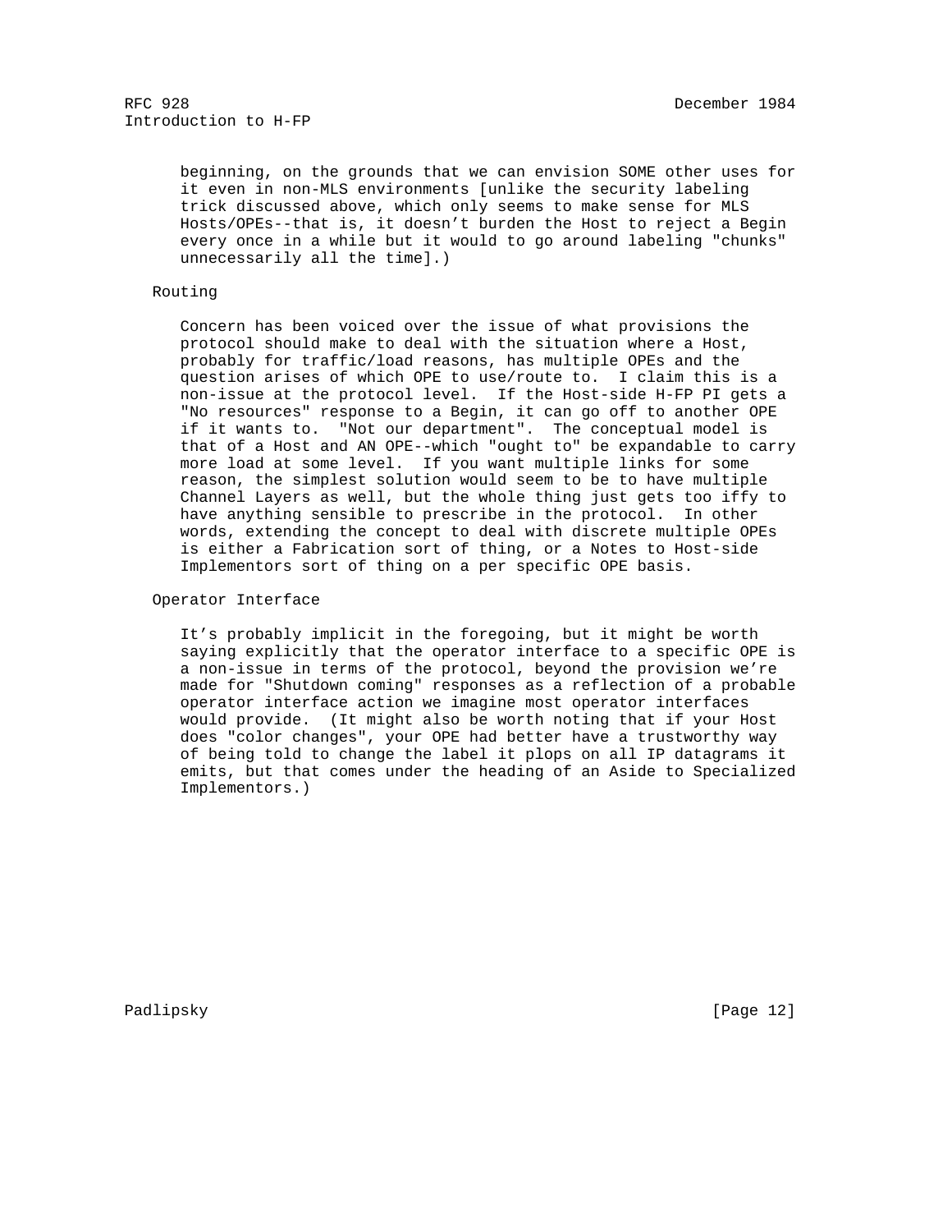beginning, on the grounds that we can envision SOME other uses for it even in non-MLS environments [unlike the security labeling trick discussed above, which only seems to make sense for MLS Hosts/OPEs--that is, it doesn't burden the Host to reject a Begin every once in a while but it would to go around labeling "chunks" unnecessarily all the time].)

### Routing

Concern has been voiced over the issue of what provisions the protocol should make to deal with the situation where a Host, probably for traffic/load reasons, has multiple OPEs and the question arises of which OPE to use/route to. I claim this is a non-issue at the protocol level. If the Host-side H-FP PI gets a "No resources" response to a Begin, it can go off to another OPE if it wants to. "Not our department". The conceptual model is that of a Host and AN OPE--which "ought to" be expandable to carry more load at some level. If you want multiple links for some reason, the simplest solution would seem to be to have multiple Channel Layers as well, but the whole thing just gets too iffy to have anything sensible to prescribe in the protocol. In other words, extending the concept to deal with discrete multiple OPEs is either a Fabrication sort of thing, or a Notes to Host-side Implementors sort of thing on a per specific OPE basis.

### Operator Interface

It's probably implicit in the foregoing, but it might be worth saying explicitly that the operator interface to a specific OPE is a non-issue in terms of the protocol, beyond the provision we're made for "Shutdown coming" responses as a reflection of a probable operator interface action we imagine most operator interfaces would provide. (It might also be worth noting that if your Host does "color changes", your OPE had better have a trustworthy way of being told to change the label it plops on all IP datagrams it emits, but that comes under the heading of an Aside to Specialized Implementors.)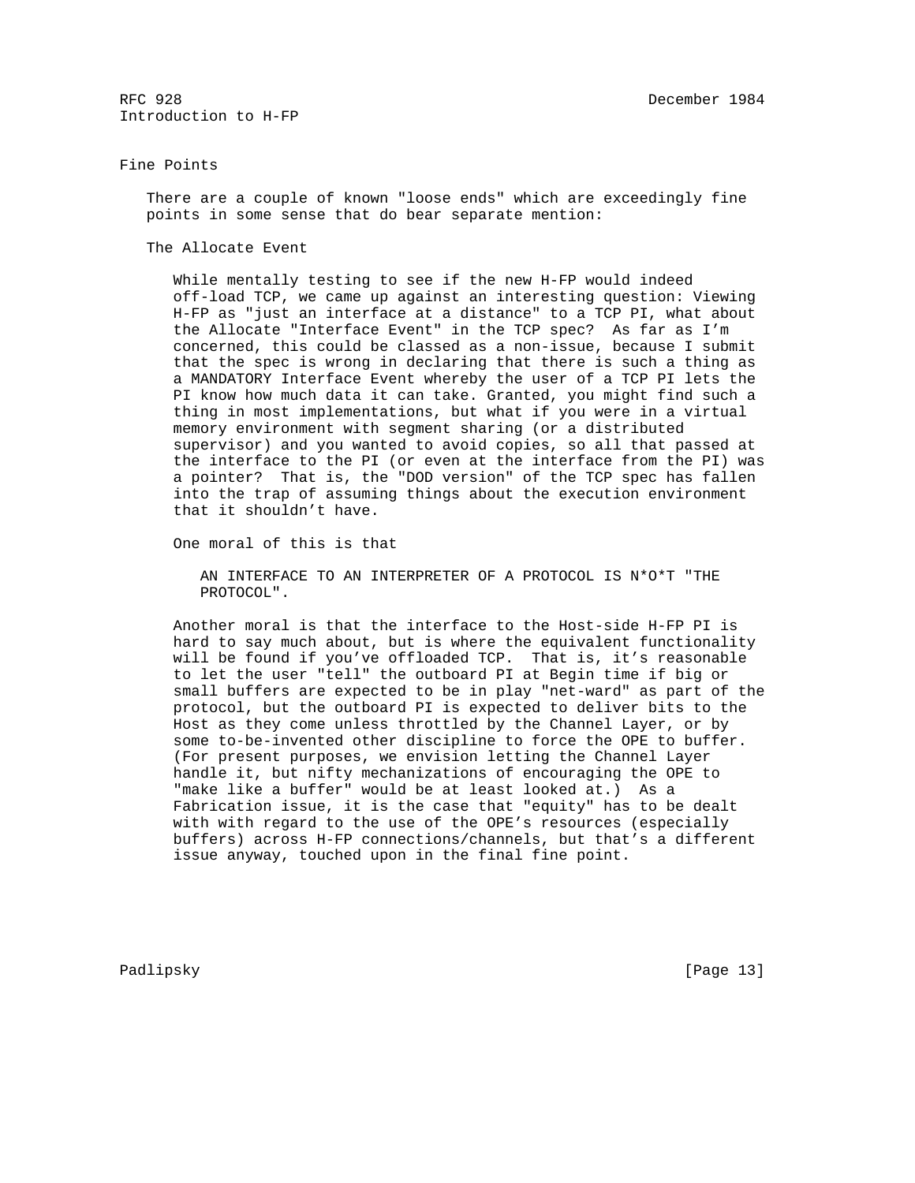## Fine Points

There are a couple of known "loose ends" which are exceedingly fine points in some sense that do bear separate mention:

### The Allocate Event

While mentally testing to see if the new H-FP would indeed off-load TCP, we came up against an interesting question: Viewing H-FP as "just an interface at a distance" to a TCP PI, what about the Allocate "Interface Event" in the TCP spec? As far as I'm concerned, this could be classed as a non-issue, because I submit that the spec is wrong in declaring that there is such a thing as a MANDATORY Interface Event whereby the user of a TCP PI lets the PI know how much data it can take. Granted, you might find such a thing in most implementations, but what if you were in a virtual memory environment with segment sharing (or a distributed supervisor) and you wanted to avoid copies, so all that passed at the interface to the PI (or even at the interface from the PI) was a pointer? That is, the "DOD version" of the TCP spec has fallen into the trap of assuming things about the execution environment that it shouldn't have.

One moral of this is that

> AN INTERFACE TO AN INTERPRETER OF A PROTOCOL IS N*O*T "THE PROTOCOL".

Another moral is that the interface to the Host-side H-FP PI is hard to say much about, but is where the equivalent functionality will be found if you've offloaded TCP. That is, it's reasonable to let the user "tell" the outboard PI at Begin time if big or small buffers are expected to be in play "net-ward" as part of the protocol, but the outboard PI is expected to deliver bits to the Host as they come unless throttled by the Channel Layer, or by some to-be-invented other discipline to force the OPE to buffer. (For present purposes, we envision letting the Channel Layer handle it, but nifty mechanizations of encouraging the OPE to "make like a buffer" would be at least looked at.) As a Fabrication issue, it is the case that "equity" has to be dealt with with regard to the use of the OPE's resources (especially buffers) across H-FP connections/channels, but that's a different issue anyway, touched upon in the final fine point.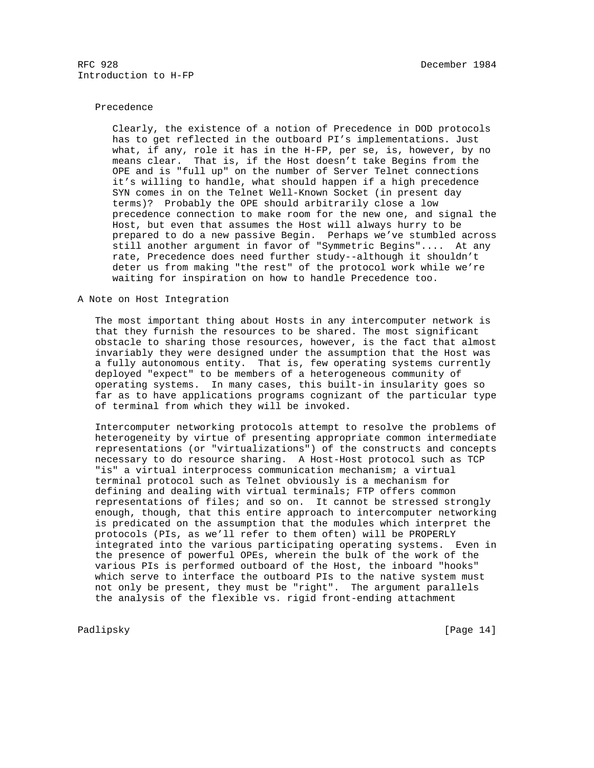### Precedence

Clearly, the existence of a notion of Precedence in DOD protocols has to get reflected in the outboard PI's implementations. Just what, if any, role it has in the H-FP, per se, is, however, by no means clear. That is, if the Host doesn't take Begins from the OPE and is "full up" on the number of Server Telnet connections it's willing to handle, what should happen if a high precedence SYN comes in on the Telnet Well-Known Socket (in present day terms)? Probably the OPE should arbitrarily close a low precedence connection to make room for the new one, and signal the Host, but even that assumes the Host will always hurry to be prepared to do a new passive Begin. Perhaps we've stumbled across still another argument in favor of "Symmetric Begins".... At any rate, Precedence does need further study--although it shouldn't deter us from making "the rest" of the protocol work while we're waiting for inspiration on how to handle Precedence too.

## A Note on Host Integration

The most important thing about Hosts in any intercomputer network is that they furnish the resources to be shared. The most significant obstacle to sharing those resources, however, is the fact that almost invariably they were designed under the assumption that the Host was a fully autonomous entity. That is, few operating systems currently deployed "expect" to be members of a heterogeneous community of operating systems. In many cases, this built-in insularity goes so far as to have applications programs cognizant of the particular type of terminal from which they will be invoked.

Intercomputer networking protocols attempt to resolve the problems of heterogeneity by virtue of presenting appropriate common intermediate representations (or "virtualizations") of the constructs and concepts necessary to do resource sharing. A Host-Host protocol such as TCP "is" a virtual interprocess communication mechanism; a virtual terminal protocol such as Telnet obviously is a mechanism for defining and dealing with virtual terminals; FTP offers common representations of files; and so on. It cannot be stressed strongly enough, though, that this entire approach to intercomputer networking is predicated on the assumption that the modules which interpret the protocols (PIs, as we'll refer to them often) will be PROPERLY integrated into the various participating operating systems. Even in the presence of powerful OPEs, wherein the bulk of the work of the various PIs is performed outboard of the Host, the inboard "hooks" which serve to interface the outboard PIs to the native system must not only be present, they must be "right". The argument parallels the analysis of the flexible vs. rigid front-ending attachment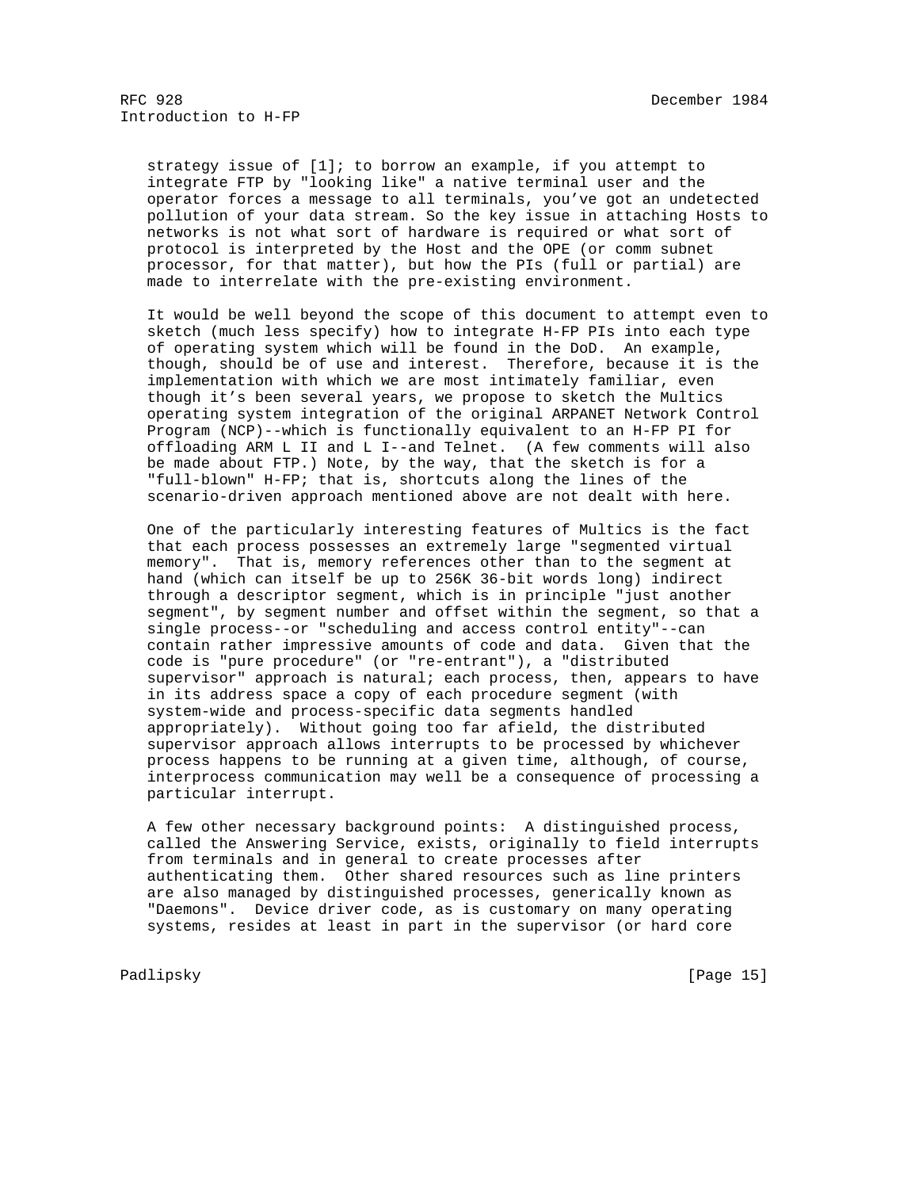strategy issue of [1]; to borrow an example, if you attempt to integrate FTP by "looking like" a native terminal user and the operator forces a message to all terminals, you've got an undetected pollution of your data stream. So the key issue in attaching Hosts to networks is not what sort of hardware is required or what sort of protocol is interpreted by the Host and the OPE (or comm subnet processor, for that matter), but how the PIs (full or partial) are made to interrelate with the pre-existing environment.

It would be well beyond the scope of this document to attempt even to sketch (much less specify) how to integrate H-FP PIs into each type of operating system which will be found in the DoD. An example, though, should be of use and interest. Therefore, because it is the implementation with which we are most intimately familiar, even though it's been several years, we propose to sketch the Multics operating system integration of the original ARPANET Network Control Program (NCP)--which is functionally equivalent to an H-FP PI for offloading ARM L II and L I--and Telnet. (A few comments will also be made about FTP.) Note, by the way, that the sketch is for a "full-blown" H-FP; that is, shortcuts along the lines of the scenario-driven approach mentioned above are not dealt with here.

One of the particularly interesting features of Multics is the fact that each process possesses an extremely large "segmented virtual memory". That is, memory references other than to the segment at hand (which can itself be up to 256K 36-bit words long) indirect through a descriptor segment, which is in principle "just another segment", by segment number and offset within the segment, so that a single process--or "scheduling and access control entity"--can contain rather impressive amounts of code and data. Given that the code is "pure procedure" (or "re-entrant"), a "distributed supervisor" approach is natural; each process, then, appears to have in its address space a copy of each procedure segment (with system-wide and process-specific data segments handled appropriately). Without going too far afield, the distributed supervisor approach allows interrupts to be processed by whichever process happens to be running at a given time, although, of course, interprocess communication may well be a consequence of processing a particular interrupt.

A few other necessary background points: A distinguished process, called the Answering Service, exists, originally to field interrupts from terminals and in general to create processes after authenticating them. Other shared resources such as line printers are also managed by distinguished processes, generically known as "Daemons". Device driver code, as is customary on many operating systems, resides at least in part in the supervisor (or hard core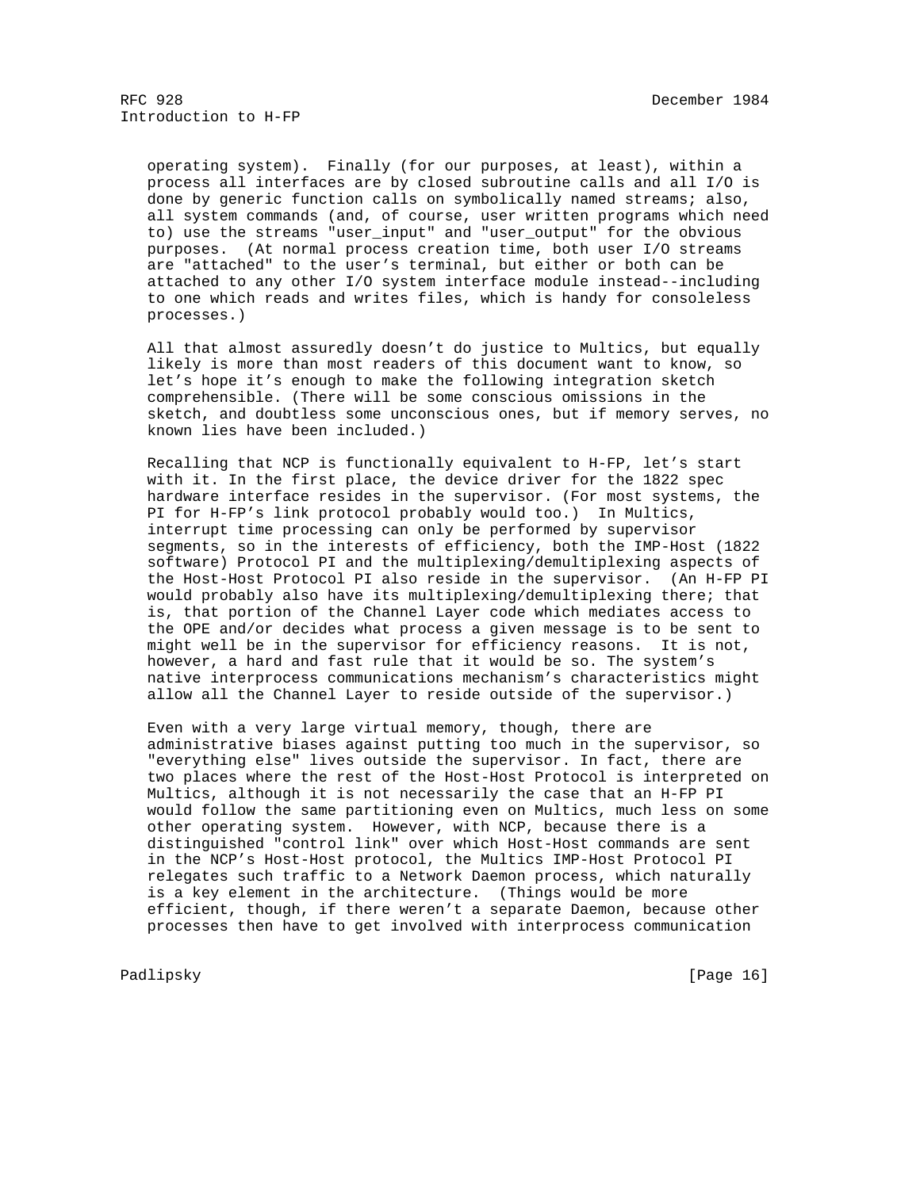operating system). Finally (for our purposes, at least), within a process all interfaces are by closed subroutine calls and all I/O is done by generic function calls on symbolically named streams; also, all system commands (and, of course, user written programs which need to) use the streams "user_input" and "user_output" for the obvious purposes. (At normal process creation time, both user I/O streams are "attached" to the user's terminal, but either or both can be attached to any other I/O system interface module instead--including to one which reads and writes files, which is handy for consoleless processes.)

All that almost assuredly doesn't do justice to Multics, but equally likely is more than most readers of this document want to know, so let's hope it's enough to make the following integration sketch comprehensible. (There will be some conscious omissions in the sketch, and doubtless some unconscious ones, but if memory serves, no known lies have been included.)

Recalling that NCP is functionally equivalent to H-FP, let's start with it. In the first place, the device driver for the 1822 spec hardware interface resides in the supervisor. (For most systems, the PI for H-FP's link protocol probably would too.) In Multics, interrupt time processing can only be performed by supervisor segments, so in the interests of efficiency, both the IMP-Host (1822 software) Protocol PI and the multiplexing/demultiplexing aspects of the Host-Host Protocol PI also reside in the supervisor. (An H-FP PI would probably also have its multiplexing/demultiplexing there; that is, that portion of the Channel Layer code which mediates access to the OPE and/or decides what process a given message is to be sent to might well be in the supervisor for efficiency reasons. It is not, however, a hard and fast rule that it would be so. The system's native interprocess communications mechanism's characteristics might allow all the Channel Layer to reside outside of the supervisor.)

Even with a very large virtual memory, though, there are administrative biases against putting too much in the supervisor, so "everything else" lives outside the supervisor. In fact, there are two places where the rest of the Host-Host Protocol is interpreted on Multics, although it is not necessarily the case that an H-FP PI would follow the same partitioning even on Multics, much less on some other operating system. However, with NCP, because there is a distinguished "control link" over which Host-Host commands are sent in the NCP's Host-Host protocol, the Multics IMP-Host Protocol PI relegates such traffic to a Network Daemon process, which naturally is a key element in the architecture. (Things would be more efficient, though, if there weren't a separate Daemon, because other processes then have to get involved with interprocess communication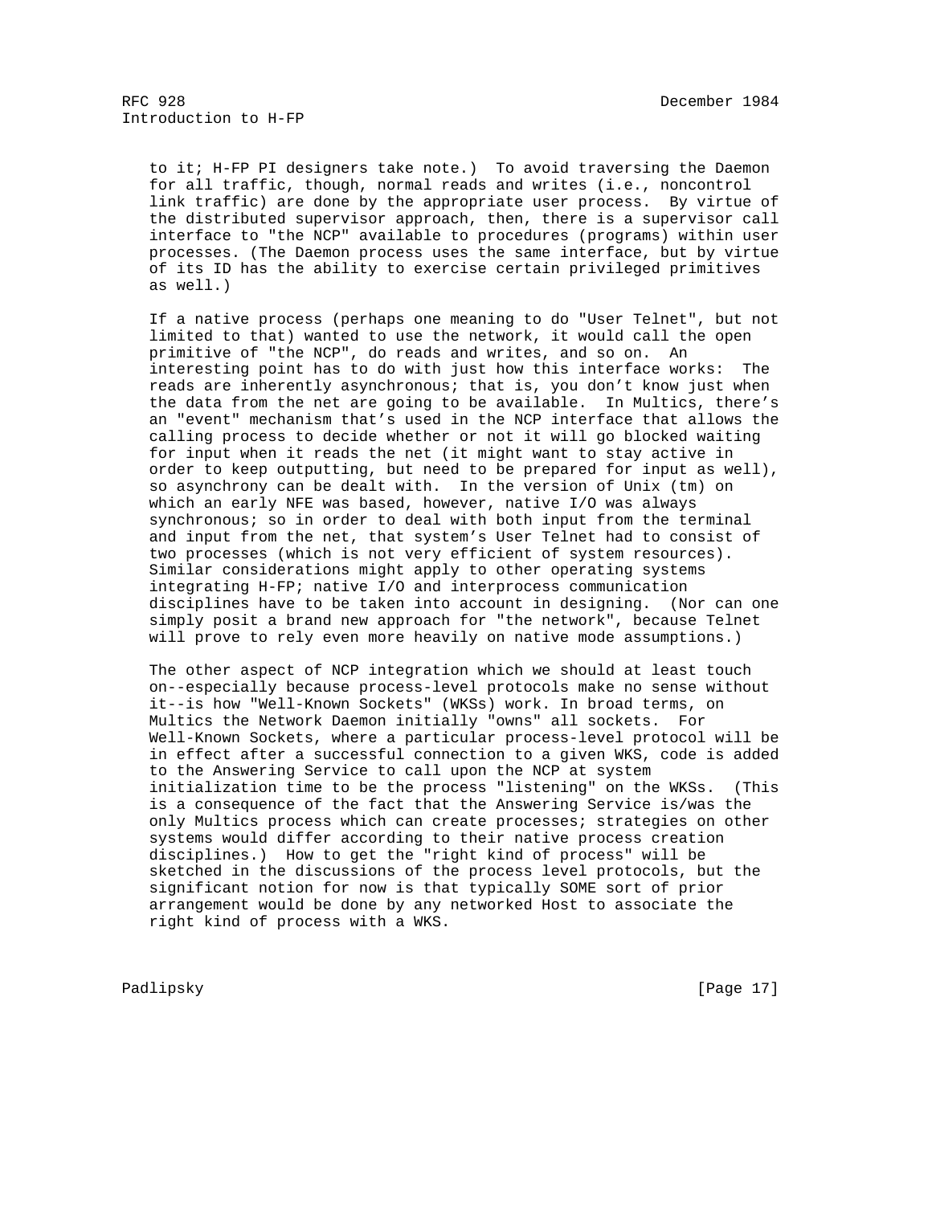to it; H-FP PI designers take note.) To avoid traversing the Daemon for all traffic, though, normal reads and writes (i.e., noncontrol link traffic) are done by the appropriate user process. By virtue of the distributed supervisor approach, then, there is a supervisor call interface to "the NCP" available to procedures (programs) within user processes. (The Daemon process uses the same interface, but by virtue of its ID has the ability to exercise certain privileged primitives as well.)

If a native process (perhaps one meaning to do "User Telnet", but not limited to that) wanted to use the network, it would call the open primitive of "the NCP", do reads and writes, and so on. An interesting point has to do with just how this interface works: The reads are inherently asynchronous; that is, you don't know just when the data from the net are going to be available. In Multics, there's an "event" mechanism that's used in the NCP interface that allows the calling process to decide whether or not it will go blocked waiting for input when it reads the net (it might want to stay active in order to keep outputting, but need to be prepared for input as well), so asynchrony can be dealt with. In the version of Unix (tm) on which an early NFE was based, however, native I/O was always synchronous; so in order to deal with both input from the terminal and input from the net, that system's User Telnet had to consist of two processes (which is not very efficient of system resources). Similar considerations might apply to other operating systems integrating H-FP; native I/O and interprocess communication disciplines have to be taken into account in designing. (Nor can one simply posit a brand new approach for "the network", because Telnet will prove to rely even more heavily on native mode assumptions.)

The other aspect of NCP integration which we should at least touch on--especially because process-level protocols make no sense without it--is how "Well-Known Sockets" (WKSs) work. In broad terms, on Multics the Network Daemon initially "owns" all sockets. For Well-Known Sockets, where a particular process-level protocol will be in effect after a successful connection to a given WKS, code is added to the Answering Service to call upon the NCP at system initialization time to be the process "listening" on the WKSs. (This is a consequence of the fact that the Answering Service is/was the only Multics process which can create processes; strategies on other systems would differ according to their native process creation disciplines.) How to get the "right kind of process" will be sketched in the discussions of the process level protocols, but the significant notion for now is that typically SOME sort of prior arrangement would be done by any networked Host to associate the right kind of process with a WKS.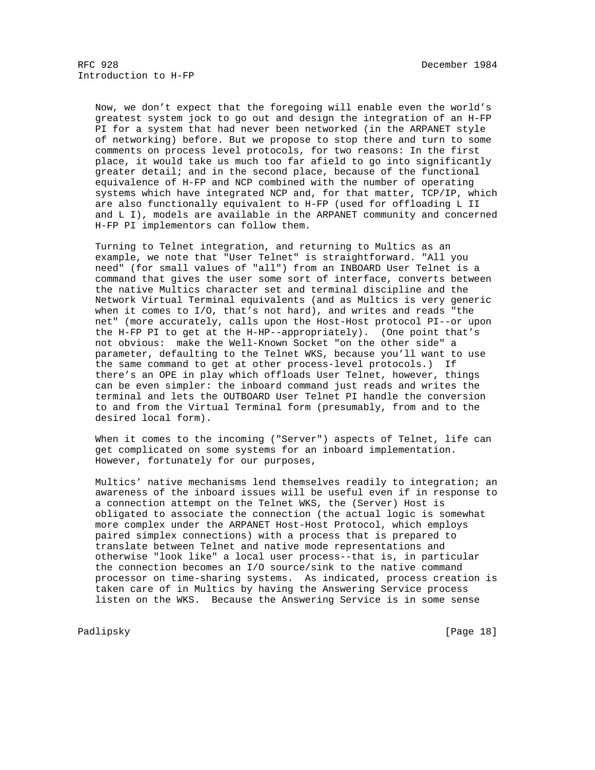Now, we don't expect that the foregoing will enable even the world's greatest system jock to go out and design the integration of an H-FP PI for a system that had never been networked (in the ARPANET style of networking) before. But we propose to stop there and turn to some comments on process level protocols, for two reasons: In the first place, it would take us much too far afield to go into significantly greater detail; and in the second place, because of the functional equivalence of H-FP and NCP combined with the number of operating systems which have integrated NCP and, for that matter, TCP/IP, which are also functionally equivalent to H-FP (used for offloading L II and L I), models are available in the ARPANET community and concerned H-FP PI implementors can follow them.

Turning to Telnet integration, and returning to Multics as an example, we note that "User Telnet" is straightforward. "All you need" (for small values of "all") from an INBOARD User Telnet is a command that gives the user some sort of interface, converts between the native Multics character set and terminal discipline and the Network Virtual Terminal equivalents (and as Multics is very generic when it comes to I/O, that's not hard), and writes and reads "the net" (more accurately, calls upon the Host-Host protocol PI--or upon the H-FP PI to get at the H-HP--appropriately). (One point that's not obvious: make the Well-Known Socket "on the other side" a parameter, defaulting to the Telnet WKS, because you'll want to use the same command to get at other process-level protocols.) If there's an OPE in play which offloads User Telnet, however, things can be even simpler: the inboard command just reads and writes the terminal and lets the OUTBOARD User Telnet PI handle the conversion to and from the Virtual Terminal form (presumably, from and to the desired local form).

When it comes to the incoming ("Server") aspects of Telnet, life can get complicated on some systems for an inboard implementation. However, fortunately for our purposes,

Multics' native mechanisms lend themselves readily to integration; an awareness of the inboard issues will be useful even if in response to a connection attempt on the Telnet WKS, the (Server) Host is obligated to associate the connection (the actual logic is somewhat more complex under the ARPANET Host-Host Protocol, which employs paired simplex connections) with a process that is prepared to translate between Telnet and native mode representations and otherwise "look like" a local user process--that is, in particular the connection becomes an I/O source/sink to the native command processor on time-sharing systems. As indicated, process creation is taken care of in Multics by having the Answering Service process listen on the WKS. Because the Answering Service is in some sense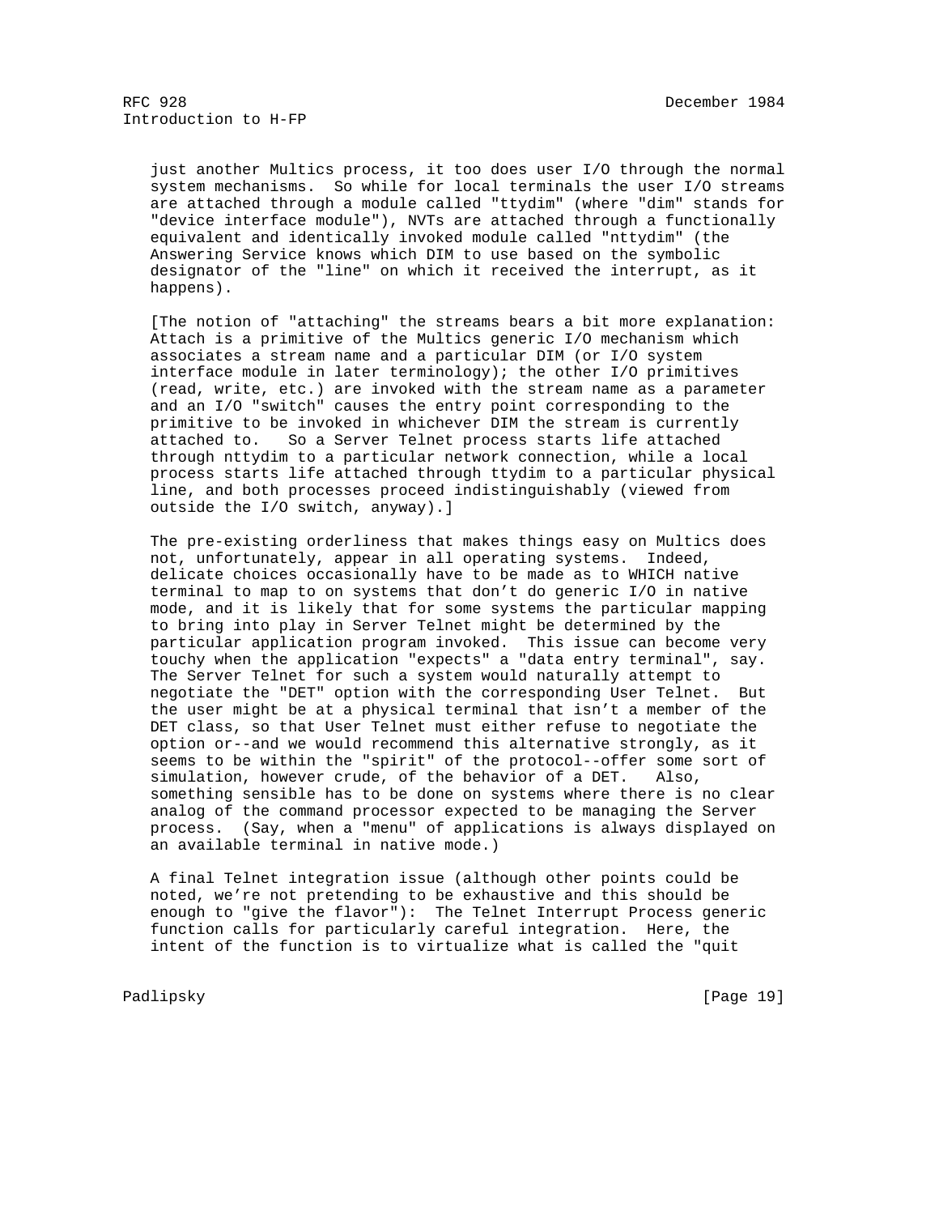just another Multics process, it too does user I/O through the normal system mechanisms. So while for local terminals the user I/O streams are attached through a module called "ttydim" (where "dim" stands for "device interface module"), NVTs are attached through a functionally equivalent and identically invoked module called "nttydim" (the Answering Service knows which DIM to use based on the symbolic designator of the "line" on which it received the interrupt, as it happens).

[The notion of "attaching" the streams bears a bit more explanation: Attach is a primitive of the Multics generic I/O mechanism which associates a stream name and a particular DIM (or I/O system interface module in later terminology); the other I/O primitives (read, write, etc.) are invoked with the stream name as a parameter and an I/O "switch" causes the entry point corresponding to the primitive to be invoked in whichever DIM the stream is currently attached to. So a Server Telnet process starts life attached through nttydim to a particular network connection, while a local process starts life attached through ttydim to a particular physical line, and both processes proceed indistinguishably (viewed from outside the I/O switch, anyway).]

The pre-existing orderliness that makes things easy on Multics does not, unfortunately, appear in all operating systems. Indeed, delicate choices occasionally have to be made as to WHICH native terminal to map to on systems that don't do generic I/O in native mode, and it is likely that for some systems the particular mapping to bring into play in Server Telnet might be determined by the particular application program invoked. This issue can become very touchy when the application "expects" a "data entry terminal", say. The Server Telnet for such a system would naturally attempt to negotiate the "DET" option with the corresponding User Telnet. But the user might be at a physical terminal that isn't a member of the DET class, so that User Telnet must either refuse to negotiate the option or--and we would recommend this alternative strongly, as it seems to be within the "spirit" of the protocol--offer some sort of simulation, however crude, of the behavior of a DET. Also, something sensible has to be done on systems where there is no clear analog of the command processor expected to be managing the Server process. (Say, when a "menu" of applications is always displayed on an available terminal in native mode.)

A final Telnet integration issue (although other points could be noted, we're not pretending to be exhaustive and this should be enough to "give the flavor"): The Telnet Interrupt Process generic function calls for particularly careful integration. Here, the intent of the function is to virtualize what is called the "quit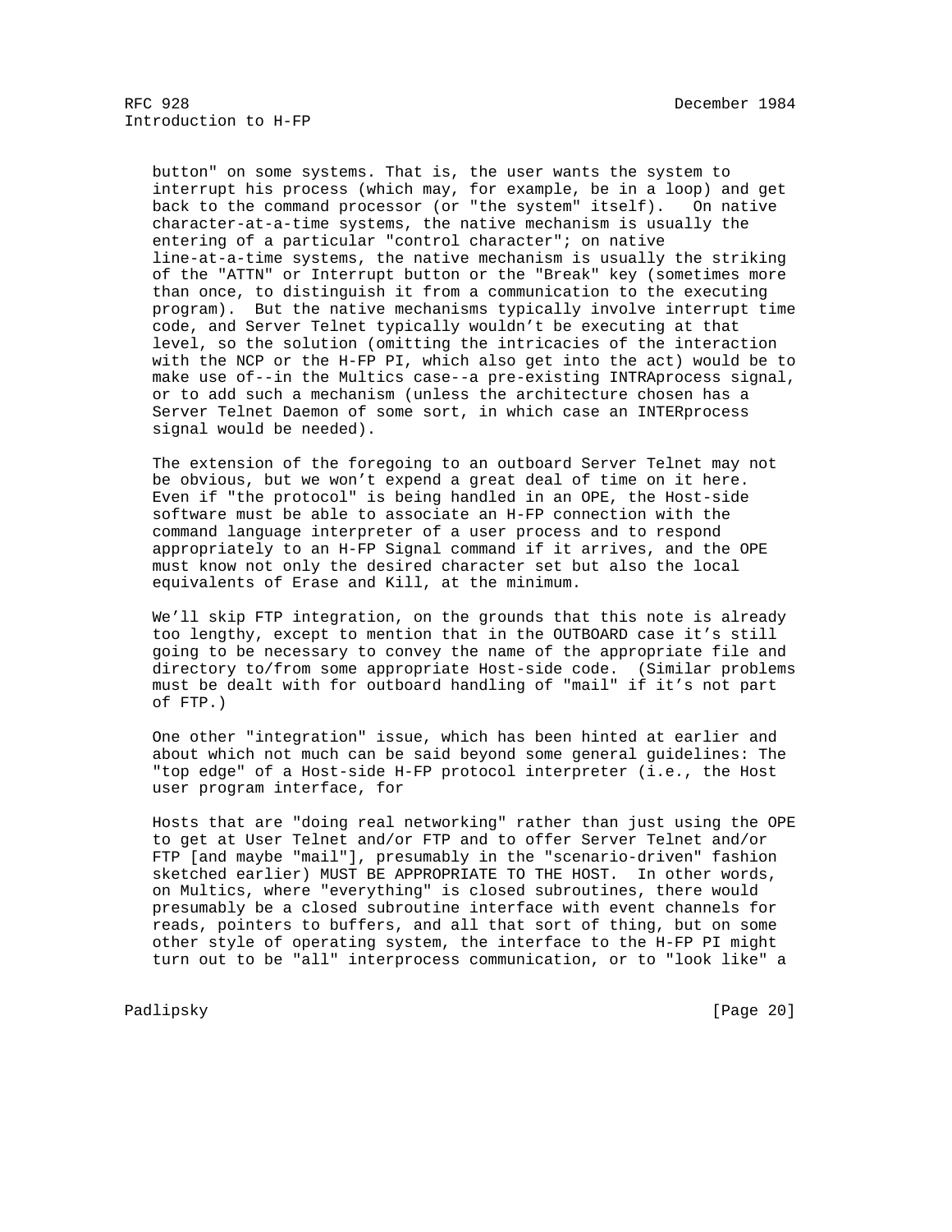button" on some systems. That is, the user wants the system to interrupt his process (which may, for example, be in a loop) and get back to the command processor (or "the system" itself). On native character-at-a-time systems, the native mechanism is usually the entering of a particular "control character"; on native line-at-a-time systems, the native mechanism is usually the striking of the "ATTN" or Interrupt button or the "Break" key (sometimes more than once, to distinguish it from a communication to the executing program). But the native mechanisms typically involve interrupt time code, and Server Telnet typically wouldn't be executing at that level, so the solution (omitting the intricacies of the interaction with the NCP or the H-FP PI, which also get into the act) would be to make use of--in the Multics case--a pre-existing INTRAprocess signal, or to add such a mechanism (unless the architecture chosen has a Server Telnet Daemon of some sort, in which case an INTERprocess signal would be needed).

The extension of the foregoing to an outboard Server Telnet may not be obvious, but we won't expend a great deal of time on it here. Even if "the protocol" is being handled in an OPE, the Host-side software must be able to associate an H-FP connection with the command language interpreter of a user process and to respond appropriately to an H-FP Signal command if it arrives, and the OPE must know not only the desired character set but also the local equivalents of Erase and Kill, at the minimum.

We'll skip FTP integration, on the grounds that this note is already too lengthy, except to mention that in the OUTBOARD case it's still going to be necessary to convey the name of the appropriate file and directory to/from some appropriate Host-side code. (Similar problems must be dealt with for outboard handling of "mail" if it's not part of FTP.)

One other "integration" issue, which has been hinted at earlier and about which not much can be said beyond some general guidelines: The "top edge" of a Host-side H-FP protocol interpreter (i.e., the Host user program interface, for

Hosts that are "doing real networking" rather than just using the OPE to get at User Telnet and/or FTP and to offer Server Telnet and/or FTP [and maybe "mail"], presumably in the "scenario-driven" fashion sketched earlier) MUST BE APPROPRIATE TO THE HOST. In other words, on Multics, where "everything" is closed subroutines, there would presumably be a closed subroutine interface with event channels for reads, pointers to buffers, and all that sort of thing, but on some other style of operating system, the interface to the H-FP PI might turn out to be "all" interprocess communication, or to "look like" a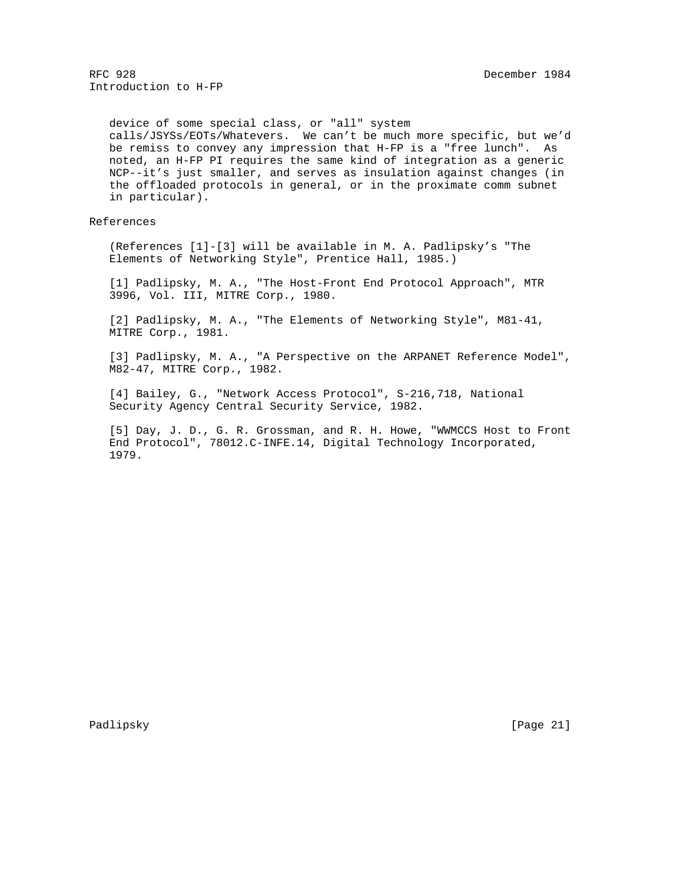device of some special class, or "all" system calls/JSYSs/EOTs/Whatevers. We can't be much more specific, but we'd be remiss to convey any impression that H-FP is a "free lunch". As noted, an H-FP PI requires the same kind of integration as a generic NCP--it's just smaller, and serves as insulation against changes (in the offloaded protocols in general, or in the proximate comm subnet in particular).

## References

(References [1]-[3] will be available in M. A. Padlipsky's "The Elements of Networking Style", Prentice Hall, 1985.)

[1] Padlipsky, M. A., "The Host-Front End Protocol Approach", MTR 3996, Vol. III, MITRE Corp., 1980.

[2] Padlipsky, M. A., "The Elements of Networking Style", M81-41, MITRE Corp., 1981.

[3] Padlipsky, M. A., "A Perspective on the ARPANET Reference Model", M82-47, MITRE Corp., 1982.

[4] Bailey, G., "Network Access Protocol", S-216,718, National Security Agency Central Security Service, 1982.

[5] Day, J. D., G. R. Grossman, and R. H. Howe, "WWMCCS Host to Front End Protocol", 78012.C-INFE.14, Digital Technology Incorporated, 1979.